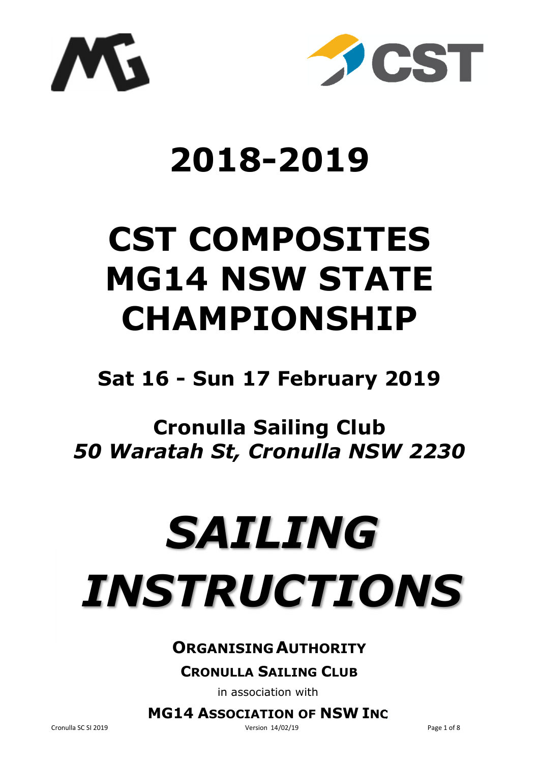# 2018-2019

# CST COMPOSITES MG14 NSW STATE CHAMPIONSHIP

## Sat 16 - Sun 17 February 2019

## Cronulla Sailing Club
### *50 Waratah St, Cronulla NSW 2230*

# *SAILING INSTRUCTIONS*

**ORGANISING AUTHORITY**

**CRONULLA SAILING CLUB**

in association with

**MG14 ASSOCIATION OF NSW INC**

Version 14/02/19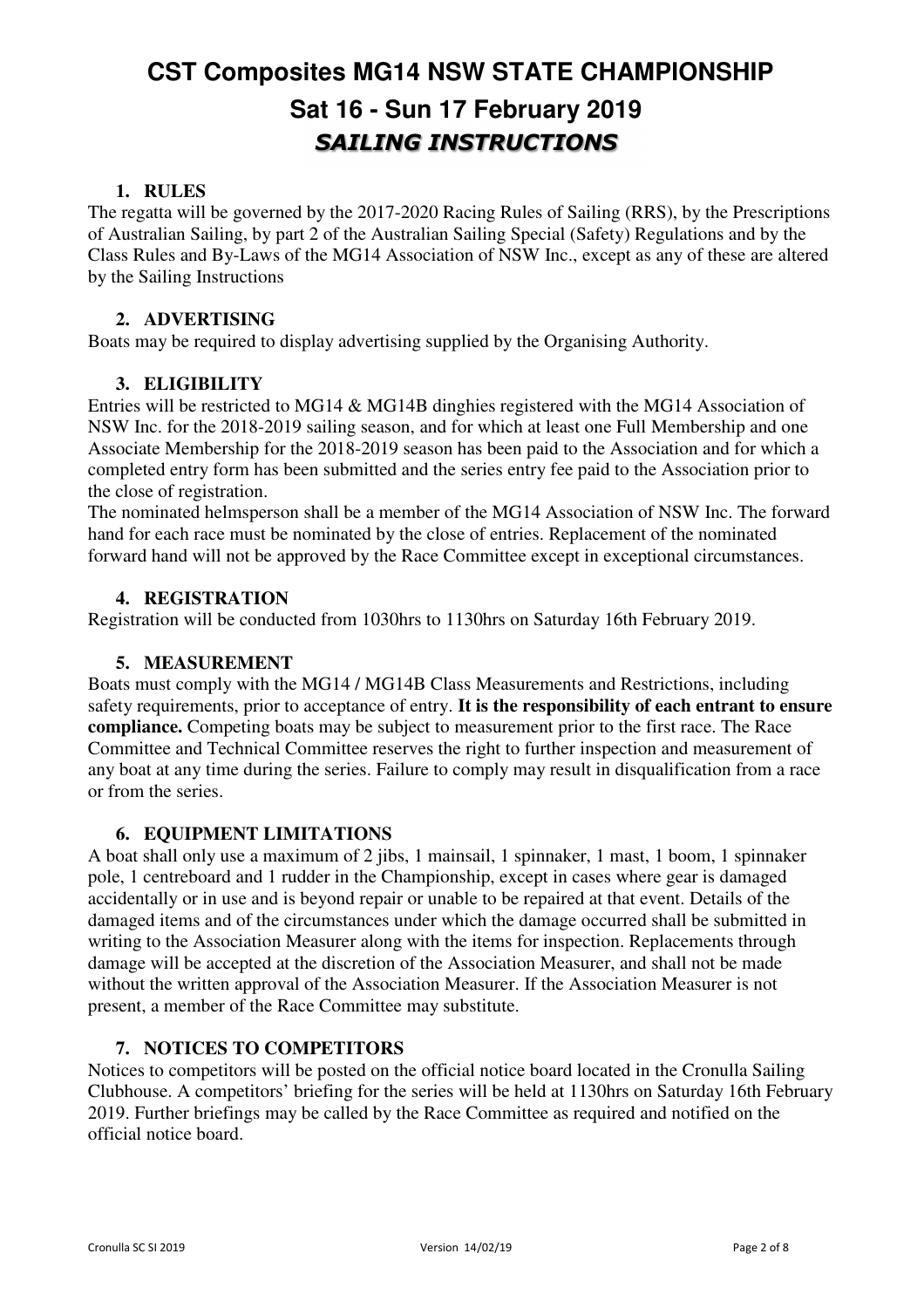# CST Composites MG14 NSW STATE CHAMPIONSHIP

## Sat 16 - Sun 17 February 2019

## *SAILING INSTRUCTIONS*

### 1. RULES

The regatta will be governed by the 2017-2020 Racing Rules of Sailing (RRS), by the Prescriptions of Australian Sailing, by part 2 of the Australian Sailing Special (Safety) Regulations and by the Class Rules and By-Laws of the MG14 Association of NSW Inc., except as any of these are altered by the Sailing Instructions

### 2. ADVERTISING

Boats may be required to display advertising supplied by the Organising Authority.

### 3. ELIGIBILITY

Entries will be restricted to MG14 & MG14B dinghies registered with the MG14 Association of NSW Inc. for the 2018-2019 sailing season, and for which at least one Full Membership and one Associate Membership for the 2018-2019 season has been paid to the Association and for which a completed entry form has been submitted and the series entry fee paid to the Association prior to the close of registration.

The nominated helmsperson shall be a member of the MG14 Association of NSW Inc. The forward hand for each race must be nominated by the close of entries. Replacement of the nominated forward hand will not be approved by the Race Committee except in exceptional circumstances.

### 4. REGISTRATION

Registration will be conducted from 1030hrs to 1130hrs on Saturday 16th February 2019.

### 5. MEASUREMENT

Boats must comply with the MG14 / MG14B Class Measurements and Restrictions, including safety requirements, prior to acceptance of entry. **It is the responsibility of each entrant to ensure compliance.** Competing boats may be subject to measurement prior to the first race. The Race Committee and Technical Committee reserves the right to further inspection and measurement of any boat at any time during the series. Failure to comply may result in disqualification from a race or from the series.

### 6. EQUIPMENT LIMITATIONS

A boat shall only use a maximum of 2 jibs, 1 mainsail, 1 spinnaker, 1 mast, 1 boom, 1 spinnaker pole, 1 centreboard and 1 rudder in the Championship, except in cases where gear is damaged accidentally or in use and is beyond repair or unable to be repaired at that event. Details of the damaged items and of the circumstances under which the damage occurred shall be submitted in writing to the Association Measurer along with the items for inspection. Replacements through damage will be accepted at the discretion of the Association Measurer, and shall not be made without the written approval of the Association Measurer. If the Association Measurer is not present, a member of the Race Committee may substitute.

### 7. NOTICES TO COMPETITORS

Notices to competitors will be posted on the official notice board located in the Cronulla Sailing Clubhouse. A competitors' briefing for the series will be held at 1130hrs on Saturday 16th February 2019. Further briefings may be called by the Race Committee as required and notified on the official notice board.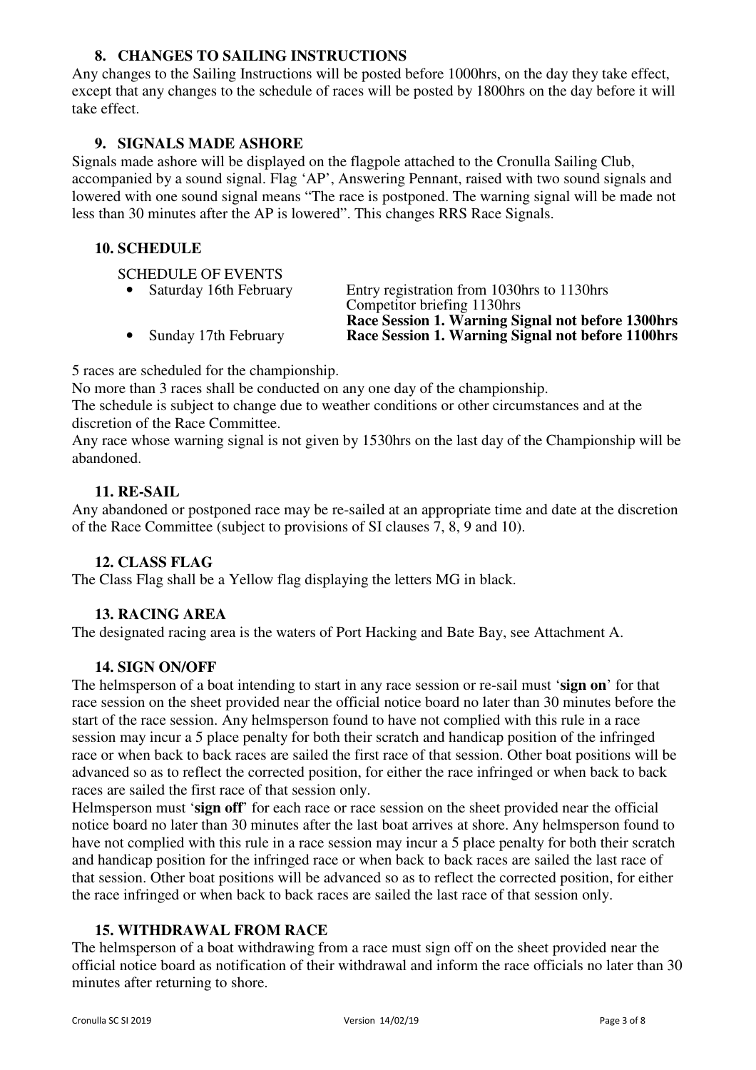### 8. CHANGES TO SAILING INSTRUCTIONS

Any changes to the Sailing Instructions will be posted before 1000hrs, on the day they take effect, except that any changes to the schedule of races will be posted by 1800hrs on the day before it will take effect.

### 9. SIGNALS MADE ASHORE

Signals made ashore will be displayed on the flagpole attached to the Cronulla Sailing Club, accompanied by a sound signal. Flag 'AP', Answering Pennant, raised with two sound signals and lowered with one sound signal means "The race is postponed. The warning signal will be made not less than 30 minutes after the AP is lowered". This changes RRS Race Signals.

### 10. SCHEDULE

SCHEDULE OF EVENTS

- Saturday 16th February — Entry registration from 1030hrs to 1130hrs  
  Competitor briefing 1130hrs  
  **Race Session 1. Warning Signal not before 1300hrs**
- Sunday 17th February — **Race Session 1. Warning Signal not before 1100hrs**

5 races are scheduled for the championship.

No more than 3 races shall be conducted on any one day of the championship.

The schedule is subject to change due to weather conditions or other circumstances and at the discretion of the Race Committee.

Any race whose warning signal is not given by 1530hrs on the last day of the Championship will be abandoned.

### 11. RE-SAIL

Any abandoned or postponed race may be re-sailed at an appropriate time and date at the discretion of the Race Committee (subject to provisions of SI clauses 7, 8, 9 and 10).

### 12. CLASS FLAG

The Class Flag shall be a Yellow flag displaying the letters MG in black.

### 13. RACING AREA

The designated racing area is the waters of Port Hacking and Bate Bay, see Attachment A.

### 14. SIGN ON/OFF

The helmsperson of a boat intending to start in any race session or re-sail must '**sign on**' for that race session on the sheet provided near the official notice board no later than 30 minutes before the start of the race session. Any helmsperson found to have not complied with this rule in a race session may incur a 5 place penalty for both their scratch and handicap position of the infringed race or when back to back races are sailed the first race of that session. Other boat positions will be advanced so as to reflect the corrected position, for either the race infringed or when back to back races are sailed the first race of that session only.

Helmsperson must '**sign off**' for each race or race session on the sheet provided near the official notice board no later than 30 minutes after the last boat arrives at shore. Any helmsperson found to have not complied with this rule in a race session may incur a 5 place penalty for both their scratch and handicap position for the infringed race or when back to back races are sailed the last race of that session. Other boat positions will be advanced so as to reflect the corrected position, for either the race infringed or when back to back races are sailed the last race of that session only.

### 15. WITHDRAWAL FROM RACE

The helmsperson of a boat withdrawing from a race must sign off on the sheet provided near the official notice board as notification of their withdrawal and inform the race officials no later than 30 minutes after returning to shore.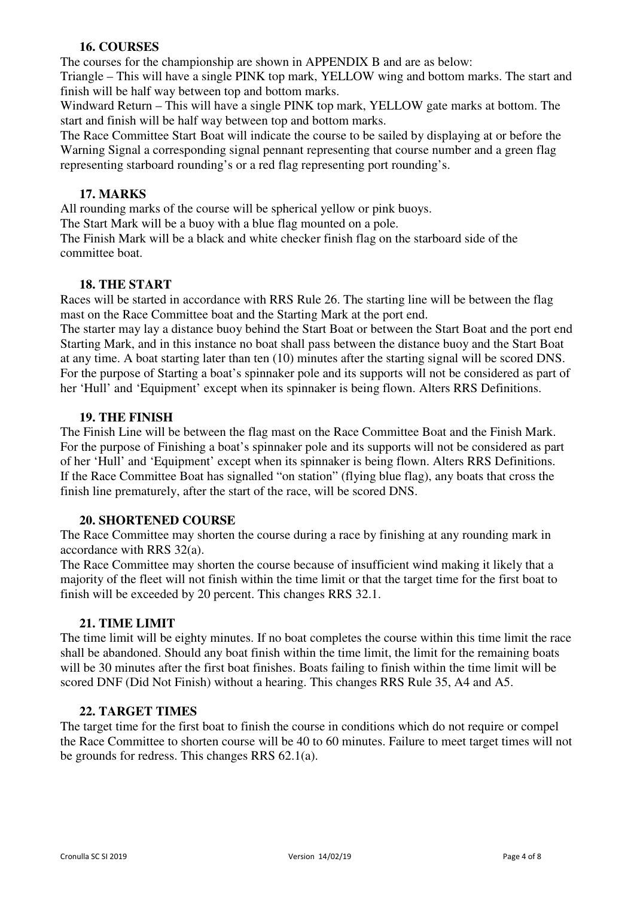### 16. COURSES

The courses for the championship are shown in APPENDIX B and are as below:

Triangle – This will have a single PINK top mark, YELLOW wing and bottom marks. The start and finish will be half way between top and bottom marks.

Windward Return – This will have a single PINK top mark, YELLOW gate marks at bottom. The start and finish will be half way between top and bottom marks.

The Race Committee Start Boat will indicate the course to be sailed by displaying at or before the Warning Signal a corresponding signal pennant representing that course number and a green flag representing starboard rounding's or a red flag representing port rounding's.

### 17. MARKS

All rounding marks of the course will be spherical yellow or pink buoys.

The Start Mark will be a buoy with a blue flag mounted on a pole.

The Finish Mark will be a black and white checker finish flag on the starboard side of the committee boat.

### 18. THE START

Races will be started in accordance with RRS Rule 26. The starting line will be between the flag mast on the Race Committee boat and the Starting Mark at the port end.

The starter may lay a distance buoy behind the Start Boat or between the Start Boat and the port end Starting Mark, and in this instance no boat shall pass between the distance buoy and the Start Boat at any time. A boat starting later than ten (10) minutes after the starting signal will be scored DNS. For the purpose of Starting a boat's spinnaker pole and its supports will not be considered as part of her 'Hull' and 'Equipment' except when its spinnaker is being flown. Alters RRS Definitions.

### 19. THE FINISH

The Finish Line will be between the flag mast on the Race Committee Boat and the Finish Mark. For the purpose of Finishing a boat's spinnaker pole and its supports will not be considered as part of her 'Hull' and 'Equipment' except when its spinnaker is being flown. Alters RRS Definitions. If the Race Committee Boat has signalled "on station" (flying blue flag), any boats that cross the finish line prematurely, after the start of the race, will be scored DNS.

### 20. SHORTENED COURSE

The Race Committee may shorten the course during a race by finishing at any rounding mark in accordance with RRS 32(a).

The Race Committee may shorten the course because of insufficient wind making it likely that a majority of the fleet will not finish within the time limit or that the target time for the first boat to finish will be exceeded by 20 percent. This changes RRS 32.1.

### 21. TIME LIMIT

The time limit will be eighty minutes. If no boat completes the course within this time limit the race shall be abandoned. Should any boat finish within the time limit, the limit for the remaining boats will be 30 minutes after the first boat finishes. Boats failing to finish within the time limit will be scored DNF (Did Not Finish) without a hearing. This changes RRS Rule 35, A4 and A5.

### 22. TARGET TIMES

The target time for the first boat to finish the course in conditions which do not require or compel the Race Committee to shorten course will be 40 to 60 minutes. Failure to meet target times will not be grounds for redress. This changes RRS 62.1(a).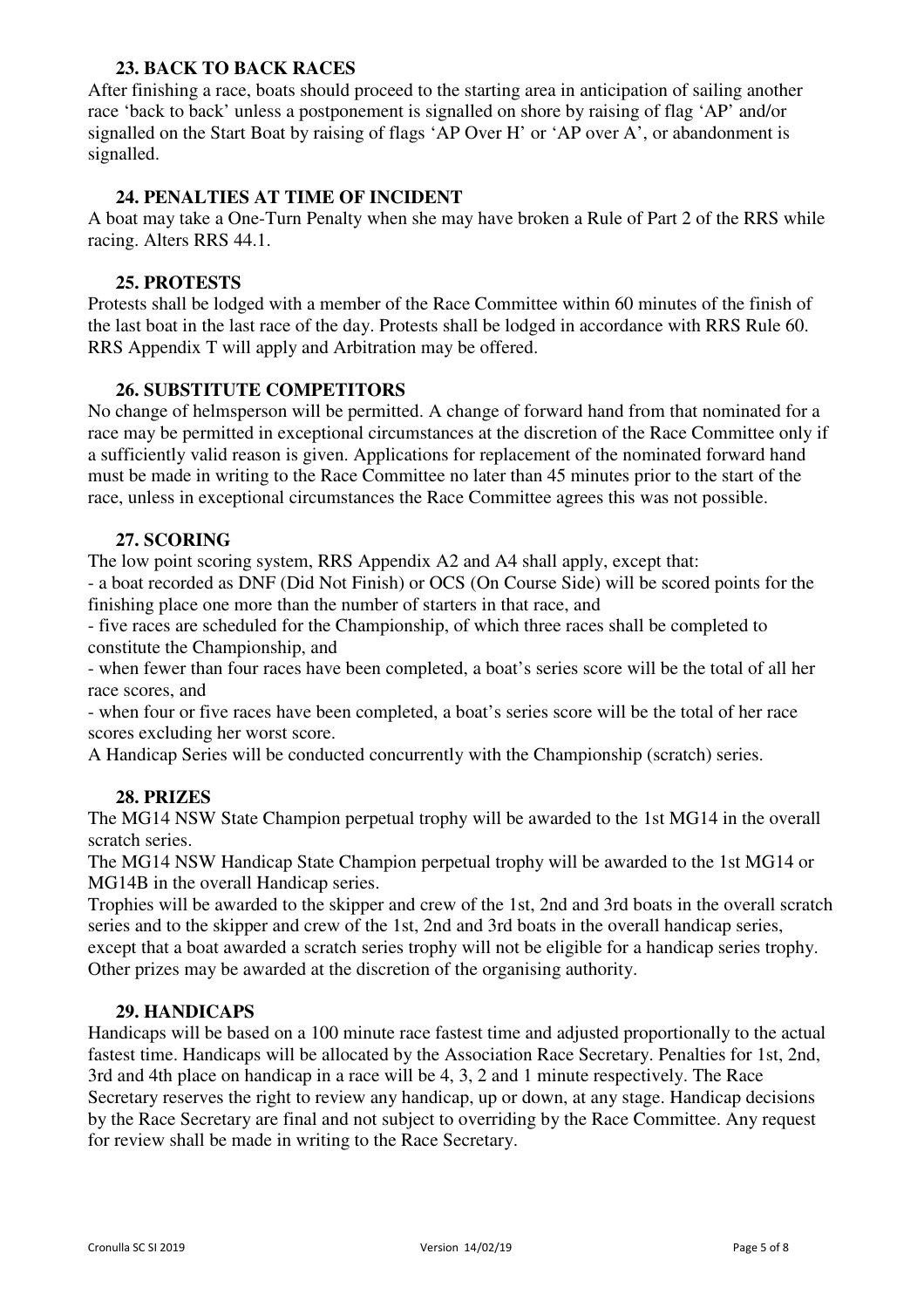### 23. BACK TO BACK RACES

After finishing a race, boats should proceed to the starting area in anticipation of sailing another race 'back to back' unless a postponement is signalled on shore by raising of flag 'AP' and/or signalled on the Start Boat by raising of flags 'AP Over H' or 'AP over A', or abandonment is signalled.

### 24. PENALTIES AT TIME OF INCIDENT

A boat may take a One-Turn Penalty when she may have broken a Rule of Part 2 of the RRS while racing. Alters RRS 44.1.

### 25. PROTESTS

Protests shall be lodged with a member of the Race Committee within 60 minutes of the finish of the last boat in the last race of the day. Protests shall be lodged in accordance with RRS Rule 60. RRS Appendix T will apply and Arbitration may be offered.

### 26. SUBSTITUTE COMPETITORS

No change of helmsperson will be permitted. A change of forward hand from that nominated for a race may be permitted in exceptional circumstances at the discretion of the Race Committee only if a sufficiently valid reason is given. Applications for replacement of the nominated forward hand must be made in writing to the Race Committee no later than 45 minutes prior to the start of the race, unless in exceptional circumstances the Race Committee agrees this was not possible.

### 27. SCORING

The low point scoring system, RRS Appendix A2 and A4 shall apply, except that:

- a boat recorded as DNF (Did Not Finish) or OCS (On Course Side) will be scored points for the finishing place one more than the number of starters in that race, and
- five races are scheduled for the Championship, of which three races shall be completed to constitute the Championship, and
- when fewer than four races have been completed, a boat's series score will be the total of all her race scores, and
- when four or five races have been completed, a boat's series score will be the total of her race scores excluding her worst score.

A Handicap Series will be conducted concurrently with the Championship (scratch) series.

### 28. PRIZES

The MG14 NSW State Champion perpetual trophy will be awarded to the 1st MG14 in the overall scratch series.

The MG14 NSW Handicap State Champion perpetual trophy will be awarded to the 1st MG14 or MG14B in the overall Handicap series.

Trophies will be awarded to the skipper and crew of the 1st, 2nd and 3rd boats in the overall scratch series and to the skipper and crew of the 1st, 2nd and 3rd boats in the overall handicap series, except that a boat awarded a scratch series trophy will not be eligible for a handicap series trophy. Other prizes may be awarded at the discretion of the organising authority.

### 29. HANDICAPS

Handicaps will be based on a 100 minute race fastest time and adjusted proportionally to the actual fastest time. Handicaps will be allocated by the Association Race Secretary. Penalties for 1st, 2nd, 3rd and 4th place on handicap in a race will be 4, 3, 2 and 1 minute respectively. The Race Secretary reserves the right to review any handicap, up or down, at any stage. Handicap decisions by the Race Secretary are final and not subject to overriding by the Race Committee. Any request for review shall be made in writing to the Race Secretary.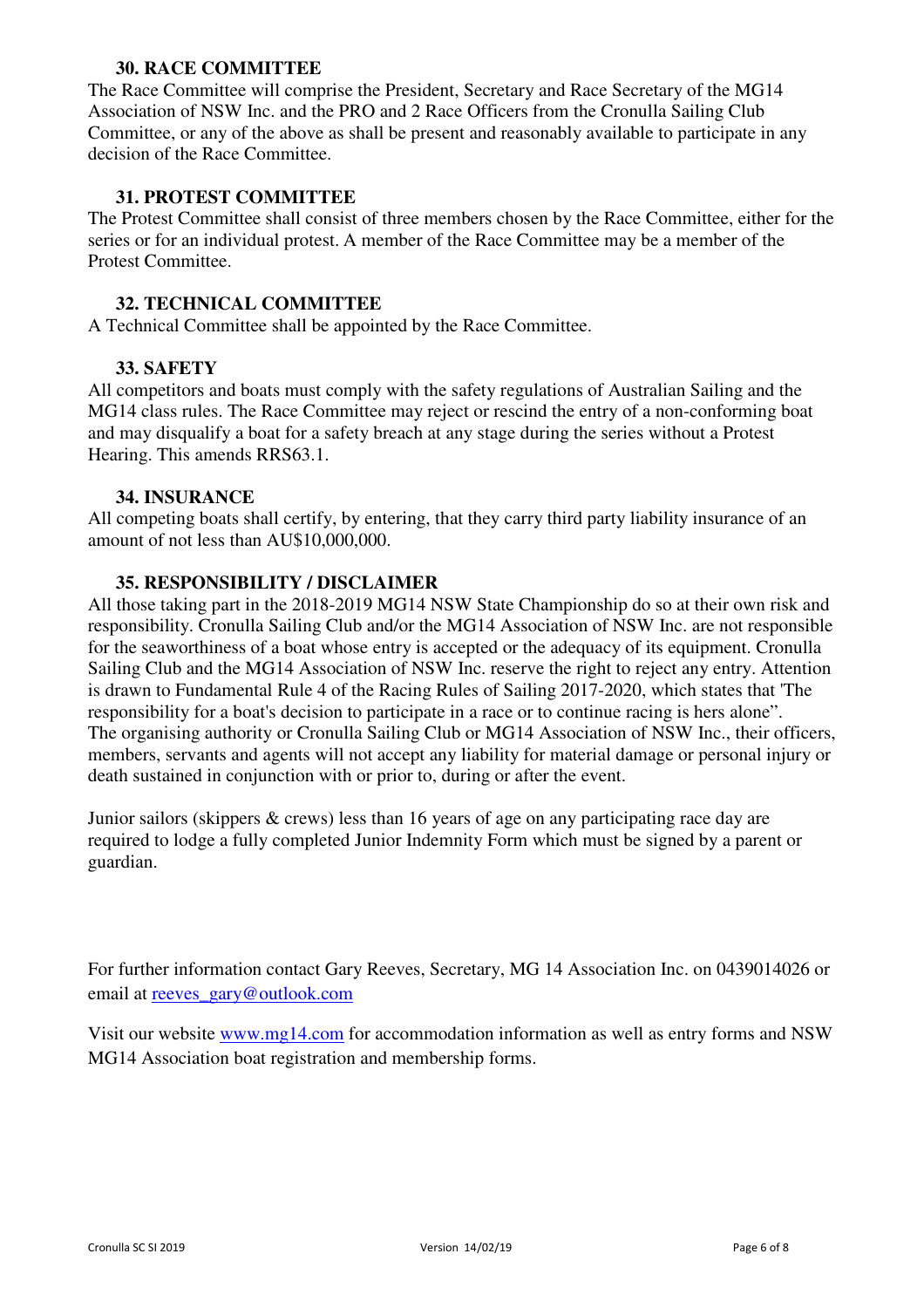### 30. RACE COMMITTEE

The Race Committee will comprise the President, Secretary and Race Secretary of the MG14 Association of NSW Inc. and the PRO and 2 Race Officers from the Cronulla Sailing Club Committee, or any of the above as shall be present and reasonably available to participate in any decision of the Race Committee.

### 31. PROTEST COMMITTEE

The Protest Committee shall consist of three members chosen by the Race Committee, either for the series or for an individual protest. A member of the Race Committee may be a member of the Protest Committee.

### 32. TECHNICAL COMMITTEE

A Technical Committee shall be appointed by the Race Committee.

### 33. SAFETY

All competitors and boats must comply with the safety regulations of Australian Sailing and the MG14 class rules. The Race Committee may reject or rescind the entry of a non-conforming boat and may disqualify a boat for a safety breach at any stage during the series without a Protest Hearing. This amends RRS63.1.

### 34. INSURANCE

All competing boats shall certify, by entering, that they carry third party liability insurance of an amount of not less than AU$10,000,000.

### 35. RESPONSIBILITY / DISCLAIMER

All those taking part in the 2018-2019 MG14 NSW State Championship do so at their own risk and responsibility. Cronulla Sailing Club and/or the MG14 Association of NSW Inc. are not responsible for the seaworthiness of a boat whose entry is accepted or the adequacy of its equipment. Cronulla Sailing Club and the MG14 Association of NSW Inc. reserve the right to reject any entry. Attention is drawn to Fundamental Rule 4 of the Racing Rules of Sailing 2017-2020, which states that 'The responsibility for a boat's decision to participate in a race or to continue racing is hers alone".
The organising authority or Cronulla Sailing Club or MG14 Association of NSW Inc., their officers, members, servants and agents will not accept any liability for material damage or personal injury or death sustained in conjunction with or prior to, during or after the event.

Junior sailors (skippers & crews) less than 16 years of age on any participating race day are required to lodge a fully completed Junior Indemnity Form which must be signed by a parent or guardian.

For further information contact Gary Reeves, Secretary, MG 14 Association Inc. on 0439014026 or email at reeves_gary@outlook.com

Visit our website www.mg14.com for accommodation information as well as entry forms and NSW MG14 Association boat registration and membership forms.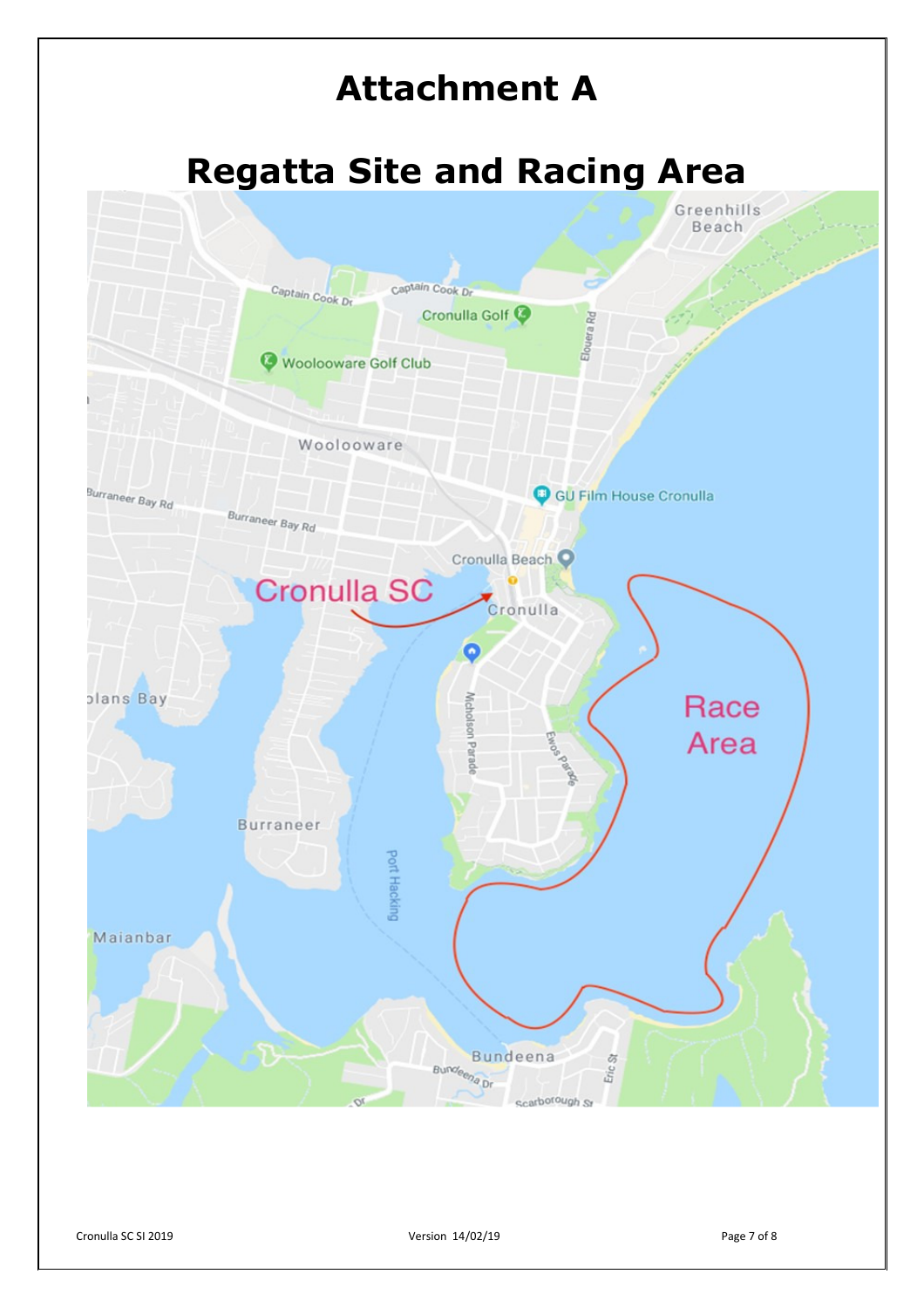# Attachment A

# Regatta Site and Racing Area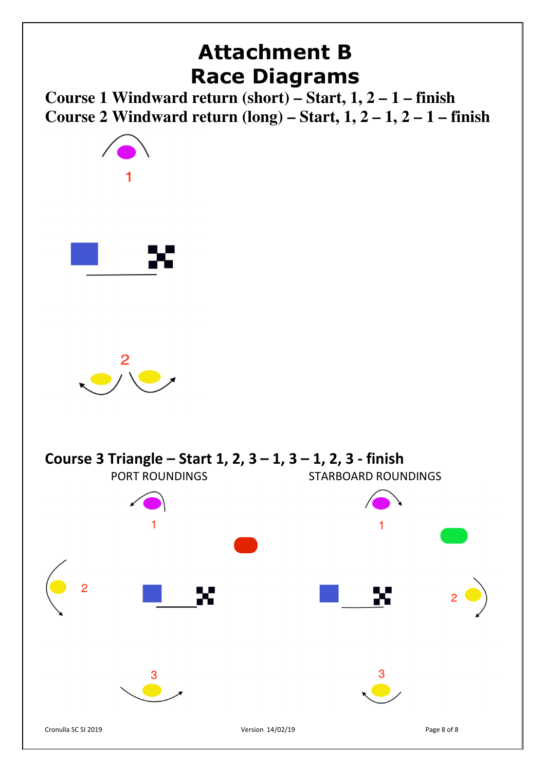# Attachment B
# Race Diagrams

**Course 1 Windward return (short) – Start, 1, 2 – 1 – finish**
**Course 2 Windward return (long) – Start, 1, 2 – 1, 2 – 1 – finish**

1

2

**Course 3 Triangle – Start 1, 2, 3 – 1, 3 – 1, 2, 3 - finish**

PORT ROUNDINGS

1

2

3

STARBOARD ROUNDINGS

1

2

3